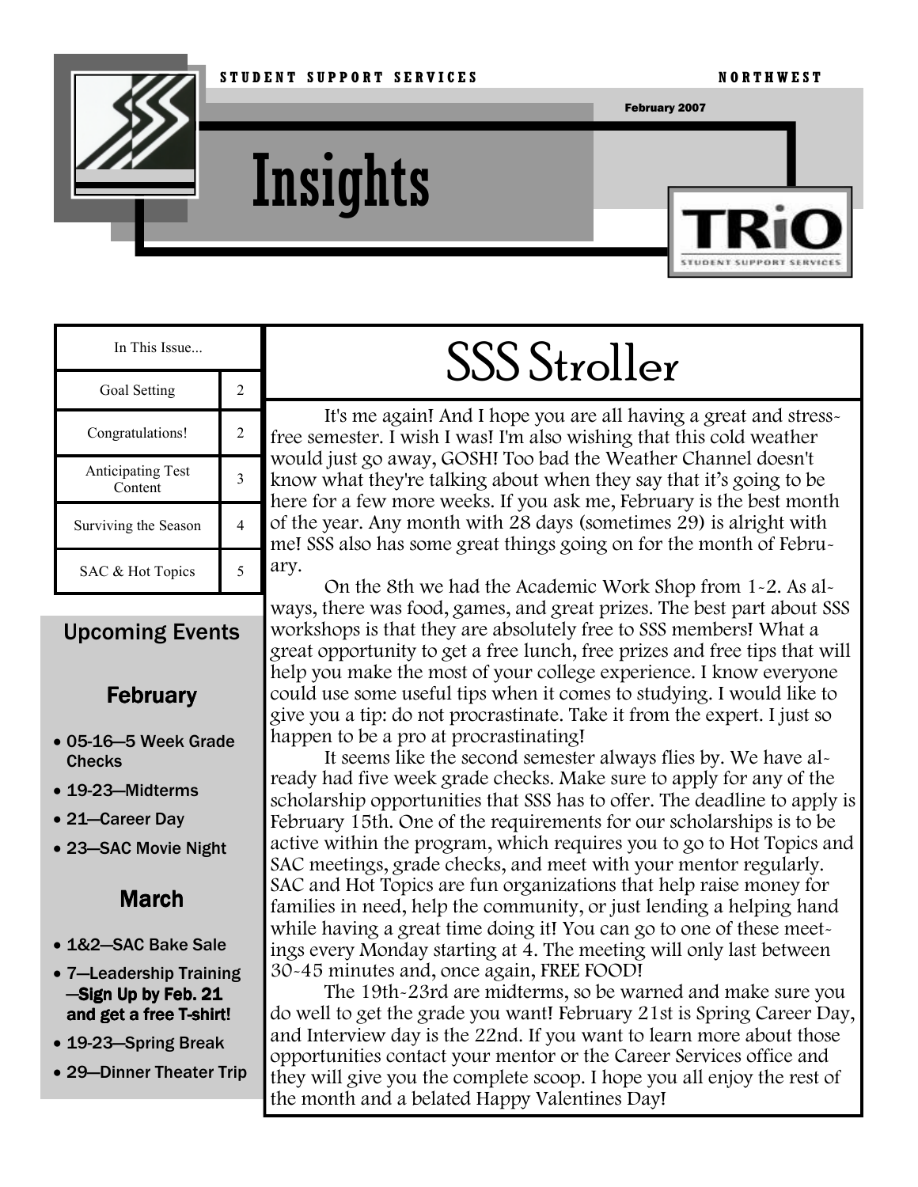STUDENT SUPPORT SERVICES NORTHWEST

February 2007

# Insights

TRiO STUDENT SUPPORT SERVICES

| In This Issue... | |
|---|---|
| Goal Setting | 2 |
| Congratulations! | 2 |
| Anticipating Test Content | 3 |
| Surviving the Season | 4 |
| SAC & Hot Topics | 5 |

## Upcoming Events

### February

- 05-16—5 Week Grade Checks
- 19-23—Midterms
- 21—Career Day
- 23—SAC Movie Night

### March

- 1&2—SAC Bake Sale
- 7—Leadership Training —**Sign Up by Feb. 21 and get a free T-shirt!**
- 19-23—Spring Break
- 29—Dinner Theater Trip

## SSS Stroller

It's me again! And I hope you are all having a great and stress-free semester. I wish I was! I'm also wishing that this cold weather would just go away, GOSH! Too bad the Weather Channel doesn't know what they're talking about when they say that it's going to be here for a few more weeks. If you ask me, February is the best month of the year. Any month with 28 days (sometimes 29) is alright with me! SSS also has some great things going on for the month of February.

On the 8th we had the Academic Work Shop from 1-2. As always, there was food, games, and great prizes. The best part about SSS workshops is that they are absolutely free to SSS members! What a great opportunity to get a free lunch, free prizes and free tips that will help you make the most of your college experience. I know everyone could use some useful tips when it comes to studying. I would like to give you a tip: do not procrastinate. Take it from the expert. I just so happen to be a pro at procrastinating!

It seems like the second semester always flies by. We have already had five week grade checks. Make sure to apply for any of the scholarship opportunities that SSS has to offer. The deadline to apply is February 15th. One of the requirements for our scholarships is to be active within the program, which requires you to go to Hot Topics and SAC meetings, grade checks, and meet with your mentor regularly. SAC and Hot Topics are fun organizations that help raise money for families in need, help the community, or just lending a helping hand while having a great time doing it! You can go to one of these meetings every Monday starting at 4. The meeting will only last between 30-45 minutes and, once again, FREE FOOD!

The 19th-23rd are midterms, so be warned and make sure you do well to get the grade you want! February 21st is Spring Career Day, and Interview day is the 22nd. If you want to learn more about those opportunities contact your mentor or the Career Services office and they will give you the complete scoop. I hope you all enjoy the rest of the month and a belated Happy Valentines Day!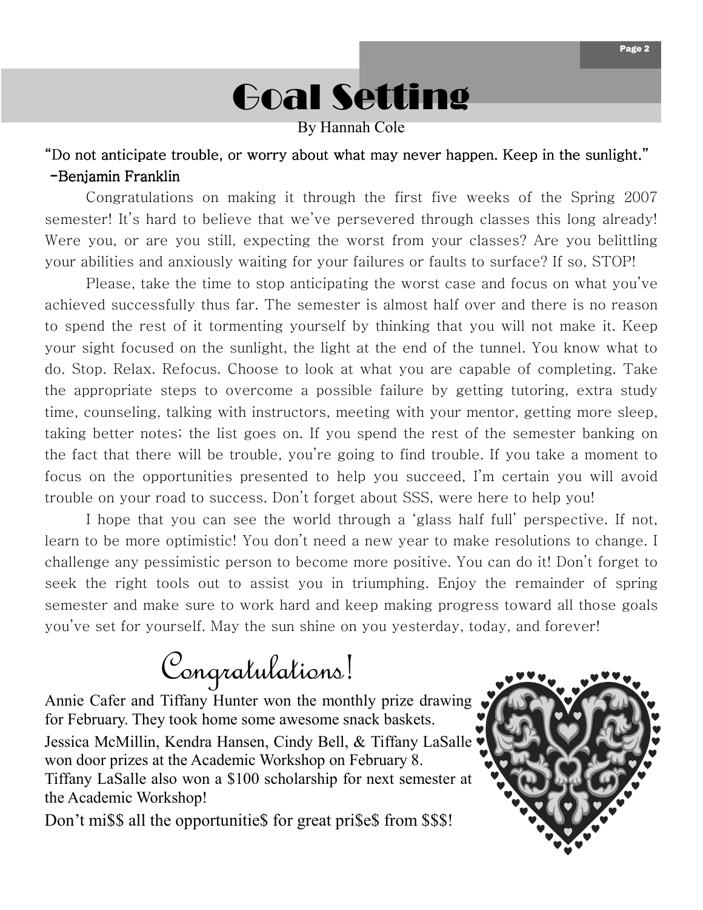# Goal Setting

By Hannah Cole

**"Do not anticipate trouble, or worry about what may never happen. Keep in the sunlight."**
**-Benjamin Franklin**

Congratulations on making it through the first five weeks of the Spring 2007 semester! It's hard to believe that we've persevered through classes this long already! Were you, or are you still, expecting the worst from your classes? Are you belittling your abilities and anxiously waiting for your failures or faults to surface? If so, STOP!

Please, take the time to stop anticipating the worst case and focus on what you've achieved successfully thus far. The semester is almost half over and there is no reason to spend the rest of it tormenting yourself by thinking that you will not make it. Keep your sight focused on the sunlight, the light at the end of the tunnel. You know what to do. Stop. Relax. Refocus. Choose to look at what you are capable of completing. Take the appropriate steps to overcome a possible failure by getting tutoring, extra study time, counseling, talking with instructors, meeting with your mentor, getting more sleep, taking better notes; the list goes on. If you spend the rest of the semester banking on the fact that there will be trouble, you're going to find trouble. If you take a moment to focus on the opportunities presented to help you succeed, I'm certain you will avoid trouble on your road to success. Don't forget about SSS, were here to help you!

I hope that you can see the world through a 'glass half full' perspective. If not, learn to be more optimistic! You don't need a new year to make resolutions to change. I challenge any pessimistic person to become more positive. You can do it! Don't forget to seek the right tools out to assist you in triumphing. Enjoy the remainder of spring semester and make sure to work hard and keep making progress toward all those goals you've set for yourself. May the sun shine on you yesterday, today, and forever!

## Congratulations!

Annie Cafer and Tiffany Hunter won the monthly prize drawing for February. They took home some awesome snack baskets.

Jessica McMillin, Kendra Hansen, Cindy Bell, & Tiffany LaSalle won door prizes at the Academic Workshop on February 8.
Tiffany LaSalle also won a $100 scholarship for next semester at the Academic Workshop!

Don't mi$$ all the opportunitie$ for great pri$e$ from $$$!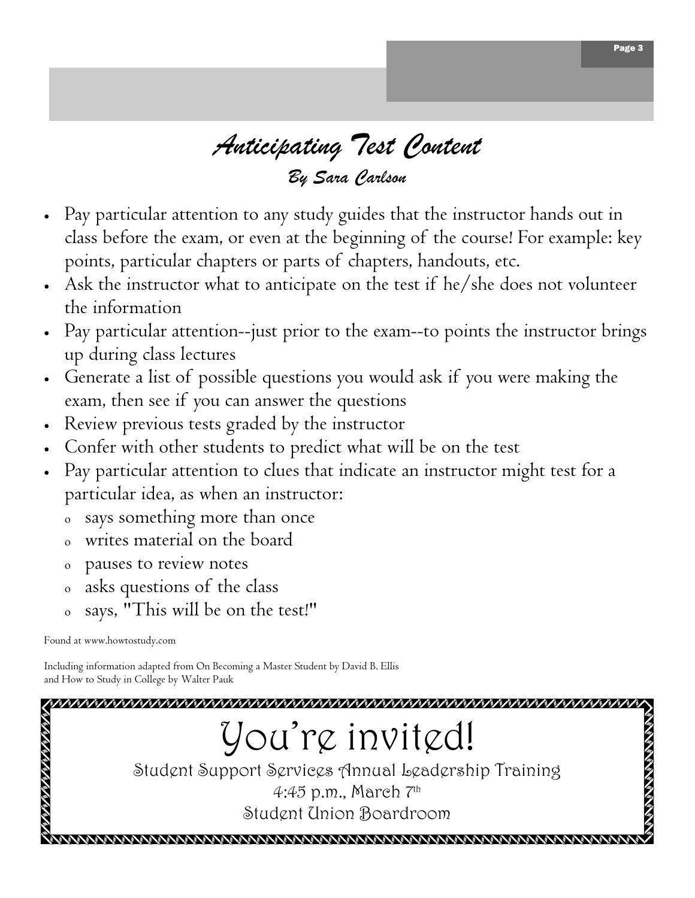# *Anticipating Test Content*

### *By Sara Carlson*

- Pay particular attention to any study guides that the instructor hands out in class before the exam, or even at the beginning of the course! For example: key points, particular chapters or parts of chapters, handouts, etc.
- Ask the instructor what to anticipate on the test if he/she does not volunteer the information
- Pay particular attention--just prior to the exam--to points the instructor brings up during class lectures
- Generate a list of possible questions you would ask if you were making the exam, then see if you can answer the questions
- Review previous tests graded by the instructor
- Confer with other students to predict what will be on the test
- Pay particular attention to clues that indicate an instructor might test for a particular idea, as when an instructor:
  - says something more than once
  - writes material on the board
  - pauses to review notes
  - asks questions of the class
  - says, "This will be on the test!"

Found at www.howtostudy.com

Including information adapted from On Becoming a Master Student by David B. Ellis and How to Study in College by Walter Pauk

---

# You're invited!

Student Support Services Annual Leadership Training

4:45 p.m., March 7th

Student Union Boardroom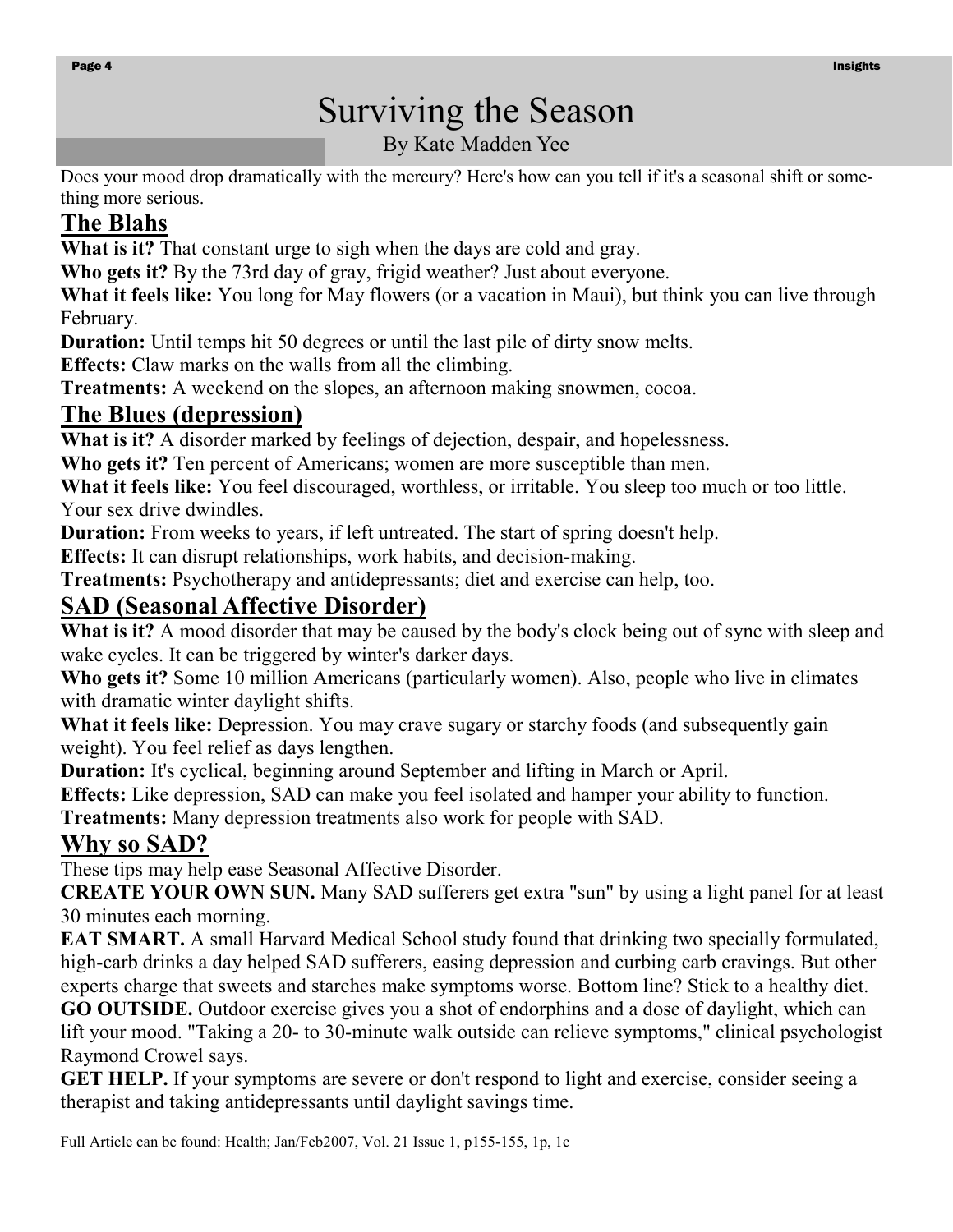# Surviving the Season

By Kate Madden Yee

Does your mood drop dramatically with the mercury? Here's how can you tell if it's a seasonal shift or something more serious.

## The Blahs

**What is it?** That constant urge to sigh when the days are cold and gray.

**Who gets it?** By the 73rd day of gray, frigid weather? Just about everyone.

**What it feels like:** You long for May flowers (or a vacation in Maui), but think you can live through February.

**Duration:** Until temps hit 50 degrees or until the last pile of dirty snow melts.

**Effects:** Claw marks on the walls from all the climbing.

**Treatments:** A weekend on the slopes, an afternoon making snowmen, cocoa.

## The Blues (depression)

**What is it?** A disorder marked by feelings of dejection, despair, and hopelessness.

**Who gets it?** Ten percent of Americans; women are more susceptible than men.

**What it feels like:** You feel discouraged, worthless, or irritable. You sleep too much or too little. Your sex drive dwindles.

**Duration:** From weeks to years, if left untreated. The start of spring doesn't help.

**Effects:** It can disrupt relationships, work habits, and decision-making.

**Treatments:** Psychotherapy and antidepressants; diet and exercise can help, too.

## SAD (Seasonal Affective Disorder)

**What is it?** A mood disorder that may be caused by the body's clock being out of sync with sleep and wake cycles. It can be triggered by winter's darker days.

**Who gets it?** Some 10 million Americans (particularly women). Also, people who live in climates with dramatic winter daylight shifts.

**What it feels like:** Depression. You may crave sugary or starchy foods (and subsequently gain weight). You feel relief as days lengthen.

**Duration:** It's cyclical, beginning around September and lifting in March or April.

**Effects:** Like depression, SAD can make you feel isolated and hamper your ability to function.

**Treatments:** Many depression treatments also work for people with SAD.

## Why so SAD?

These tips may help ease Seasonal Affective Disorder.

**CREATE YOUR OWN SUN.** Many SAD sufferers get extra "sun" by using a light panel for at least 30 minutes each morning.

**EAT SMART.** A small Harvard Medical School study found that drinking two specially formulated, high-carb drinks a day helped SAD sufferers, easing depression and curbing carb cravings. But other experts charge that sweets and starches make symptoms worse. Bottom line? Stick to a healthy diet.

**GO OUTSIDE.** Outdoor exercise gives you a shot of endorphins and a dose of daylight, which can lift your mood. "Taking a 20- to 30-minute walk outside can relieve symptoms," clinical psychologist Raymond Crowel says.

**GET HELP.** If your symptoms are severe or don't respond to light and exercise, consider seeing a therapist and taking antidepressants until daylight savings time.

Full Article can be found: Health; Jan/Feb2007, Vol. 21 Issue 1, p155-155, 1p, 1c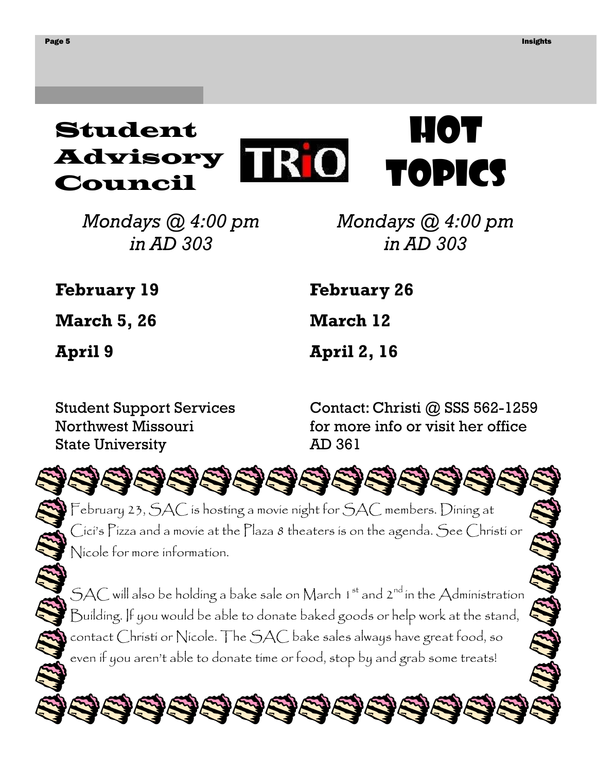## Student Advisory Council

TRiO

## HOT TOPICS

*Mondays @ 4:00 pm in AD 303*

**February 19**

**March 5, 26**

**April 9**

*Mondays @ 4:00 pm in AD 303*

**February 26**

**March 12**

**April 2, 16**

Student Support Services
Northwest Missouri
State University

Contact: Christi @ SSS 562-1259 for more info or visit her office AD 361

February 23, SAC is hosting a movie night for SAC members. Dining at Cici's Pizza and a movie at the Plaza 8 theaters is on the agenda. See Christi or Nicole for more information.

SAC will also be holding a bake sale on March 1st and 2nd in the Administration Building. If you would be able to donate baked goods or help work at the stand, contact Christi or Nicole. The SAC bake sales always have great food, so even if you aren't able to donate time or food, stop by and grab some treats!